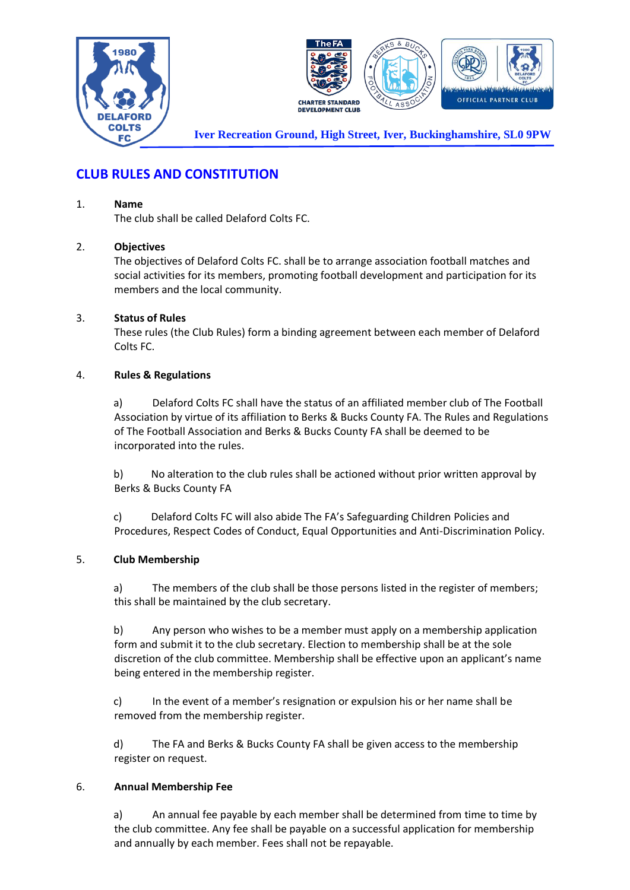Iver Recreation Ground, High Street, Iver, Buckinghamshire, SL0 9PW

## CLUB RULES AND CONSTITUTION

1. **Name**
   The club shall be called Delaford Colts FC.

2. **Objectives**
   The objectives of Delaford Colts FC. shall be to arrange association football matches and social activities for its members, promoting football development and participation for its members and the local community.

3. **Status of Rules**
   These rules (the Club Rules) form a binding agreement between each member of Delaford Colts FC.

4. **Rules & Regulations**

   a) Delaford Colts FC shall have the status of an affiliated member club of The Football Association by virtue of its affiliation to Berks & Bucks County FA. The Rules and Regulations of The Football Association and Berks & Bucks County FA shall be deemed to be incorporated into the rules.

   b) No alteration to the club rules shall be actioned without prior written approval by Berks & Bucks County FA

   c) Delaford Colts FC will also abide The FA's Safeguarding Children Policies and Procedures, Respect Codes of Conduct, Equal Opportunities and Anti-Discrimination Policy.

5. **Club Membership**

   a) The members of the club shall be those persons listed in the register of members; this shall be maintained by the club secretary.

   b) Any person who wishes to be a member must apply on a membership application form and submit it to the club secretary. Election to membership shall be at the sole discretion of the club committee. Membership shall be effective upon an applicant's name being entered in the membership register.

   c) In the event of a member's resignation or expulsion his or her name shall be removed from the membership register.

   d) The FA and Berks & Bucks County FA shall be given access to the membership register on request.

6. **Annual Membership Fee**

   a) An annual fee payable by each member shall be determined from time to time by the club committee. Any fee shall be payable on a successful application for membership and annually by each member. Fees shall not be repayable.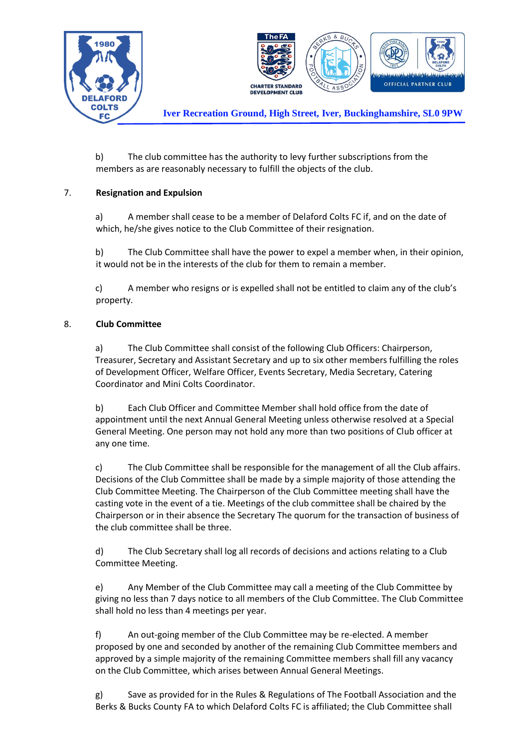b) The club committee has the authority to levy further subscriptions from the members as are reasonably necessary to fulfill the objects of the club.

7. **Resignation and Expulsion**

a) A member shall cease to be a member of Delaford Colts FC if, and on the date of which, he/she gives notice to the Club Committee of their resignation.

b) The Club Committee shall have the power to expel a member when, in their opinion, it would not be in the interests of the club for them to remain a member.

c) A member who resigns or is expelled shall not be entitled to claim any of the club's property.

8. **Club Committee**

a) The Club Committee shall consist of the following Club Officers: Chairperson, Treasurer, Secretary and Assistant Secretary and up to six other members fulfilling the roles of Development Officer, Welfare Officer, Events Secretary, Media Secretary, Catering Coordinator and Mini Colts Coordinator.

b) Each Club Officer and Committee Member shall hold office from the date of appointment until the next Annual General Meeting unless otherwise resolved at a Special General Meeting. One person may not hold any more than two positions of Club officer at any one time.

c) The Club Committee shall be responsible for the management of all the Club affairs. Decisions of the Club Committee shall be made by a simple majority of those attending the Club Committee Meeting. The Chairperson of the Club Committee meeting shall have the casting vote in the event of a tie. Meetings of the club committee shall be chaired by the Chairperson or in their absence the Secretary The quorum for the transaction of business of the club committee shall be three.

d) The Club Secretary shall log all records of decisions and actions relating to a Club Committee Meeting.

e) Any Member of the Club Committee may call a meeting of the Club Committee by giving no less than 7 days notice to all members of the Club Committee. The Club Committee shall hold no less than 4 meetings per year.

f) An out-going member of the Club Committee may be re-elected. A member proposed by one and seconded by another of the remaining Club Committee members and approved by a simple majority of the remaining Committee members shall fill any vacancy on the Club Committee, which arises between Annual General Meetings.

g) Save as provided for in the Rules & Regulations of The Football Association and the Berks & Bucks County FA to which Delaford Colts FC is affiliated; the Club Committee shall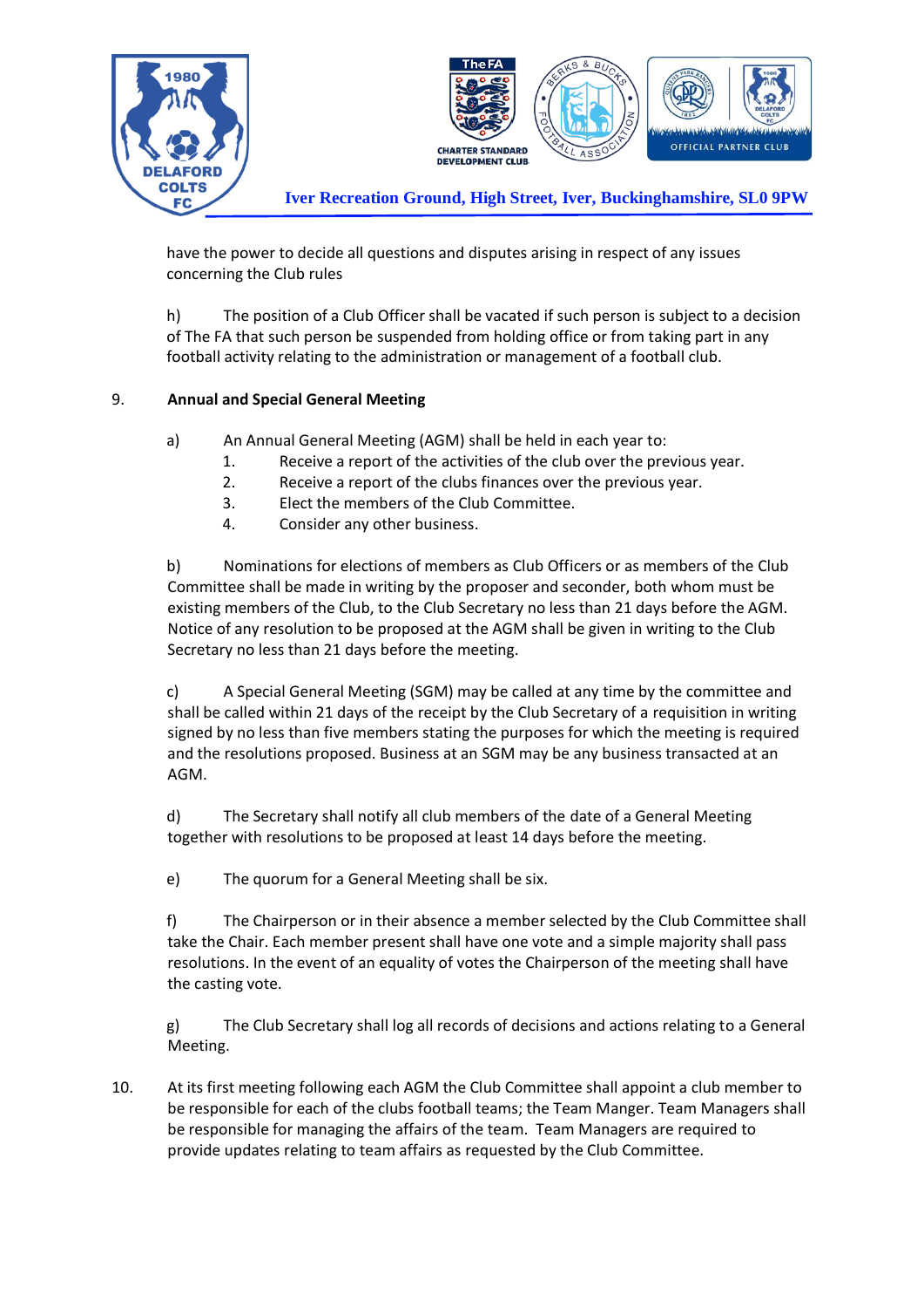have the power to decide all questions and disputes arising in respect of any issues concerning the Club rules

h) The position of a Club Officer shall be vacated if such person is subject to a decision of The FA that such person be suspended from holding office or from taking part in any football activity relating to the administration or management of a football club.

9. **Annual and Special General Meeting**

a) An Annual General Meeting (AGM) shall be held in each year to:

1. Receive a report of the activities of the club over the previous year.
2. Receive a report of the clubs finances over the previous year.
3. Elect the members of the Club Committee.
4. Consider any other business.

b) Nominations for elections of members as Club Officers or as members of the Club Committee shall be made in writing by the proposer and seconder, both whom must be existing members of the Club, to the Club Secretary no less than 21 days before the AGM. Notice of any resolution to be proposed at the AGM shall be given in writing to the Club Secretary no less than 21 days before the meeting.

c) A Special General Meeting (SGM) may be called at any time by the committee and shall be called within 21 days of the receipt by the Club Secretary of a requisition in writing signed by no less than five members stating the purposes for which the meeting is required and the resolutions proposed. Business at an SGM may be any business transacted at an AGM.

d) The Secretary shall notify all club members of the date of a General Meeting together with resolutions to be proposed at least 14 days before the meeting.

e) The quorum for a General Meeting shall be six.

f) The Chairperson or in their absence a member selected by the Club Committee shall take the Chair. Each member present shall have one vote and a simple majority shall pass resolutions. In the event of an equality of votes the Chairperson of the meeting shall have the casting vote.

g) The Club Secretary shall log all records of decisions and actions relating to a General Meeting.

10. At its first meeting following each AGM the Club Committee shall appoint a club member to be responsible for each of the clubs football teams; the Team Manger. Team Managers shall be responsible for managing the affairs of the team. Team Managers are required to provide updates relating to team affairs as requested by the Club Committee.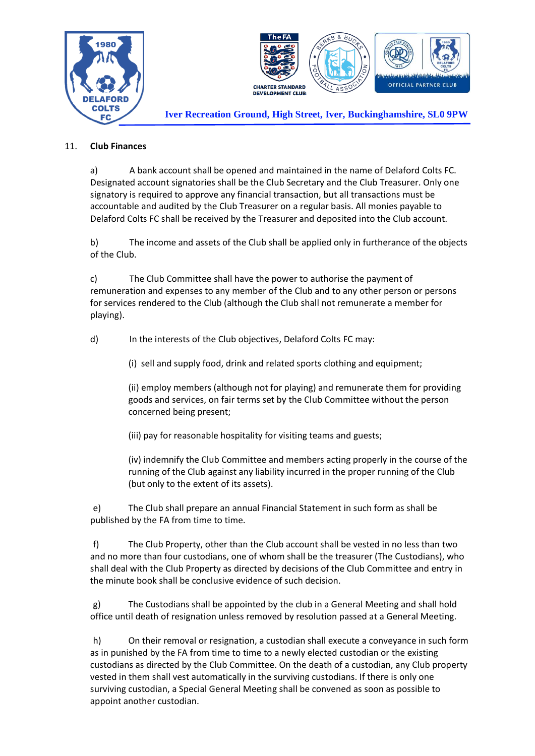## 11. Club Finances

a) A bank account shall be opened and maintained in the name of Delaford Colts FC. Designated account signatories shall be the Club Secretary and the Club Treasurer. Only one signatory is required to approve any financial transaction, but all transactions must be accountable and audited by the Club Treasurer on a regular basis. All monies payable to Delaford Colts FC shall be received by the Treasurer and deposited into the Club account.

b) The income and assets of the Club shall be applied only in furtherance of the objects of the Club.

c) The Club Committee shall have the power to authorise the payment of remuneration and expenses to any member of the Club and to any other person or persons for services rendered to the Club (although the Club shall not remunerate a member for playing).

d) In the interests of the Club objectives, Delaford Colts FC may:

(i) sell and supply food, drink and related sports clothing and equipment;

(ii) employ members (although not for playing) and remunerate them for providing goods and services, on fair terms set by the Club Committee without the person concerned being present;

(iii) pay for reasonable hospitality for visiting teams and guests;

(iv) indemnify the Club Committee and members acting properly in the course of the running of the Club against any liability incurred in the proper running of the Club (but only to the extent of its assets).

e) The Club shall prepare an annual Financial Statement in such form as shall be published by the FA from time to time.

f) The Club Property, other than the Club account shall be vested in no less than two and no more than four custodians, one of whom shall be the treasurer (The Custodians), who shall deal with the Club Property as directed by decisions of the Club Committee and entry in the minute book shall be conclusive evidence of such decision.

g) The Custodians shall be appointed by the club in a General Meeting and shall hold office until death of resignation unless removed by resolution passed at a General Meeting.

h) On their removal or resignation, a custodian shall execute a conveyance in such form as in punished by the FA from time to time to a newly elected custodian or the existing custodians as directed by the Club Committee. On the death of a custodian, any Club property vested in them shall vest automatically in the surviving custodians. If there is only one surviving custodian, a Special General Meeting shall be convened as soon as possible to appoint another custodian.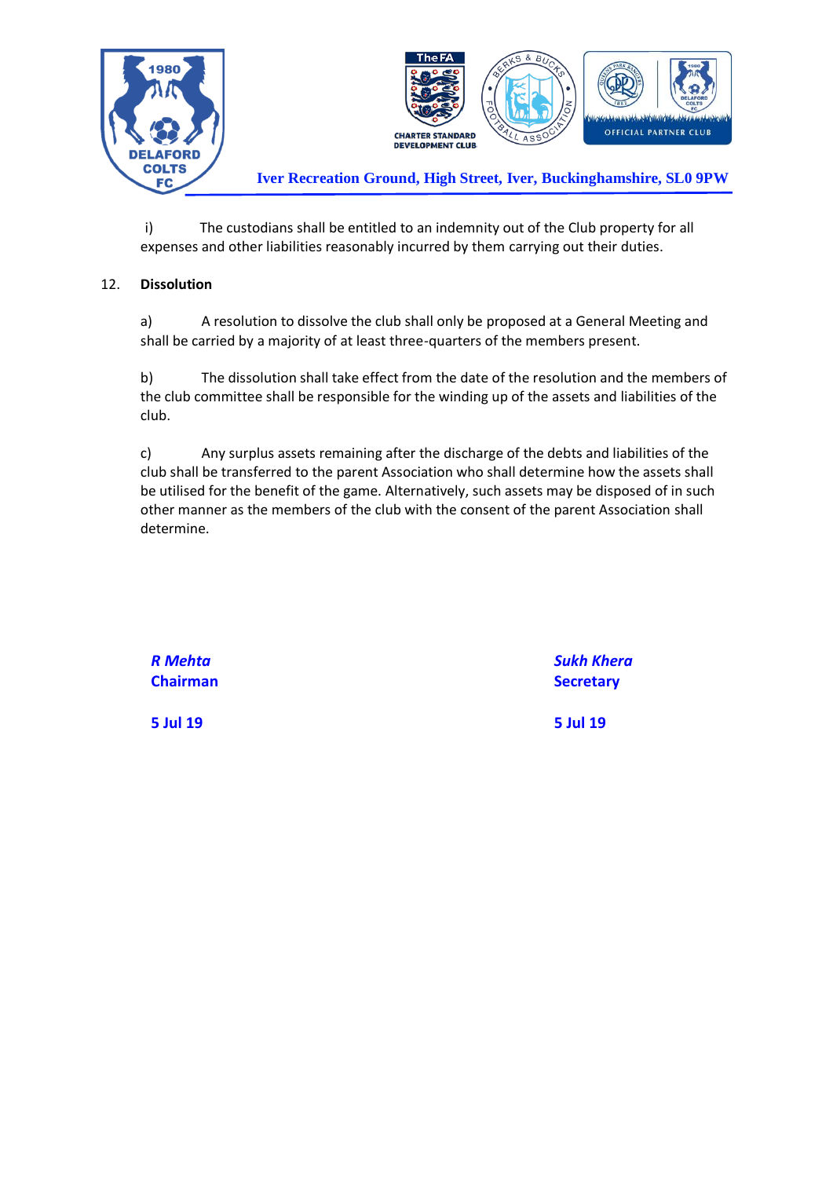Iver Recreation Ground, High Street, Iver, Buckinghamshire, SL0 9PW

i) The custodians shall be entitled to an indemnity out of the Club property for all expenses and other liabilities reasonably incurred by them carrying out their duties.

12. **Dissolution**

a) A resolution to dissolve the club shall only be proposed at a General Meeting and shall be carried by a majority of at least three-quarters of the members present.

b) The dissolution shall take effect from the date of the resolution and the members of the club committee shall be responsible for the winding up of the assets and liabilities of the club.

c) Any surplus assets remaining after the discharge of the debts and liabilities of the club shall be transferred to the parent Association who shall determine how the assets shall be utilised for the benefit of the game. Alternatively, such assets may be disposed of in such other manner as the members of the club with the consent of the parent Association shall determine.

***R Mehta***
**Chairman**

**5 Jul 19**

***Sukh Khera***
**Secretary**

**5 Jul 19**